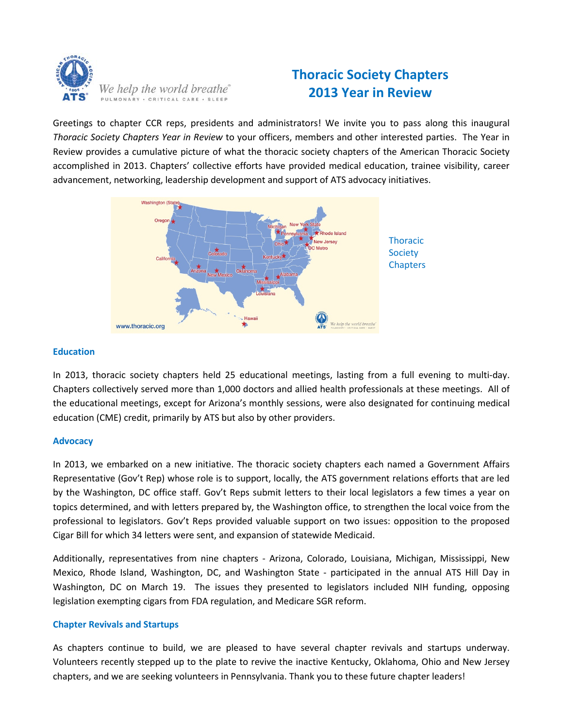# Thoracic Society Chapters 2013 Year in Review

Greetings to chapter CCR reps, presidents and administrators! We invite you to pass along this inaugural *Thoracic Society Chapters Year in Review* to your officers, members and other interested parties. The Year in Review provides a cumulative picture of what the thoracic society chapters of the American Thoracic Society accomplished in 2013. Chapters' collective efforts have provided medical education, trainee visibility, career advancement, networking, leadership development and support of ATS advocacy initiatives.

Thoracic Society Chapters

## Education

In 2013, thoracic society chapters held 25 educational meetings, lasting from a full evening to multi-day. Chapters collectively served more than 1,000 doctors and allied health professionals at these meetings. All of the educational meetings, except for Arizona's monthly sessions, were also designated for continuing medical education (CME) credit, primarily by ATS but also by other providers.

## Advocacy

In 2013, we embarked on a new initiative. The thoracic society chapters each named a Government Affairs Representative (Gov't Rep) whose role is to support, locally, the ATS government relations efforts that are led by the Washington, DC office staff. Gov't Reps submit letters to their local legislators a few times a year on topics determined, and with letters prepared by, the Washington office, to strengthen the local voice from the professional to legislators. Gov't Reps provided valuable support on two issues: opposition to the proposed Cigar Bill for which 34 letters were sent, and expansion of statewide Medicaid.

Additionally, representatives from nine chapters - Arizona, Colorado, Louisiana, Michigan, Mississippi, New Mexico, Rhode Island, Washington, DC, and Washington State - participated in the annual ATS Hill Day in Washington, DC on March 19. The issues they presented to legislators included NIH funding, opposing legislation exempting cigars from FDA regulation, and Medicare SGR reform.

## Chapter Revivals and Startups

As chapters continue to build, we are pleased to have several chapter revivals and startups underway. Volunteers recently stepped up to the plate to revive the inactive Kentucky, Oklahoma, Ohio and New Jersey chapters, and we are seeking volunteers in Pennsylvania. Thank you to these future chapter leaders!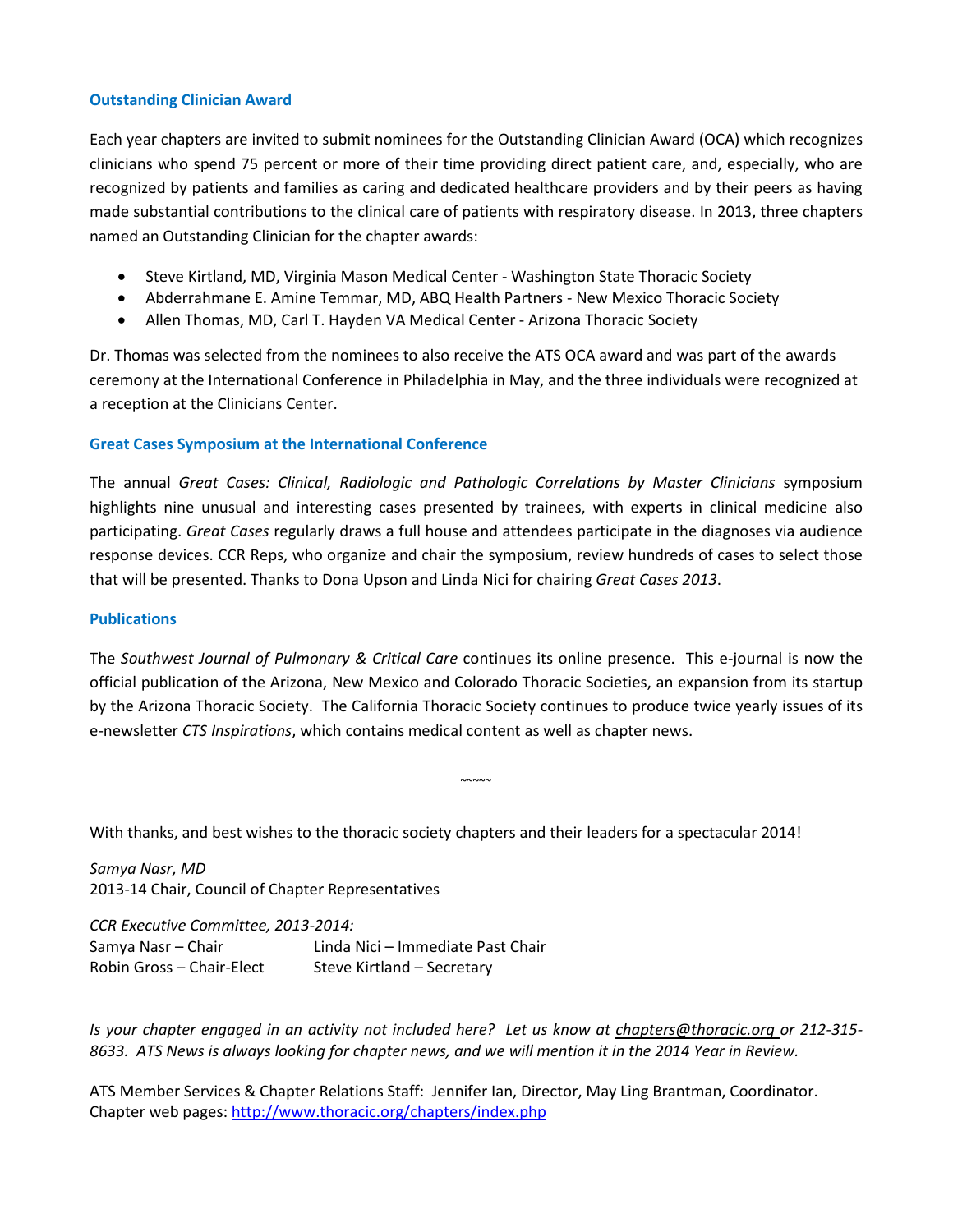### Outstanding Clinician Award

Each year chapters are invited to submit nominees for the Outstanding Clinician Award (OCA) which recognizes clinicians who spend 75 percent or more of their time providing direct patient care, and, especially, who are recognized by patients and families as caring and dedicated healthcare providers and by their peers as having made substantial contributions to the clinical care of patients with respiratory disease. In 2013, three chapters named an Outstanding Clinician for the chapter awards:

- Steve Kirtland, MD, Virginia Mason Medical Center - Washington State Thoracic Society
- Abderrahmane E. Amine Temmar, MD, ABQ Health Partners - New Mexico Thoracic Society
- Allen Thomas, MD, Carl T. Hayden VA Medical Center - Arizona Thoracic Society

Dr. Thomas was selected from the nominees to also receive the ATS OCA award and was part of the awards ceremony at the International Conference in Philadelphia in May, and the three individuals were recognized at a reception at the Clinicians Center.

### Great Cases Symposium at the International Conference

The annual *Great Cases: Clinical, Radiologic and Pathologic Correlations by Master Clinicians* symposium highlights nine unusual and interesting cases presented by trainees, with experts in clinical medicine also participating. *Great Cases* regularly draws a full house and attendees participate in the diagnoses via audience response devices. CCR Reps, who organize and chair the symposium, review hundreds of cases to select those that will be presented. Thanks to Dona Upson and Linda Nici for chairing *Great Cases 2013*.

### Publications

The *Southwest Journal of Pulmonary & Critical Care* continues its online presence. This e-journal is now the official publication of the Arizona, New Mexico and Colorado Thoracic Societies, an expansion from its startup by the Arizona Thoracic Society. The California Thoracic Society continues to produce twice yearly issues of its e-newsletter *CTS Inspirations*, which contains medical content as well as chapter news.

~~~~~

With thanks, and best wishes to the thoracic society chapters and their leaders for a spectacular 2014!

*Samya Nasr, MD*
2013-14 Chair, Council of Chapter Representatives

*CCR Executive Committee, 2013-2014:*

| | |
|---|---|
| Samya Nasr – Chair | Linda Nici – Immediate Past Chair |
| Robin Gross – Chair-Elect | Steve Kirtland – Secretary |

*Is your chapter engaged in an activity not included here? Let us know at chapters@thoracic.org or 212-315-8633. ATS News is always looking for chapter news, and we will mention it in the 2014 Year in Review.*

ATS Member Services & Chapter Relations Staff: Jennifer Ian, Director, May Ling Brantman, Coordinator.
Chapter web pages: http://www.thoracic.org/chapters/index.php